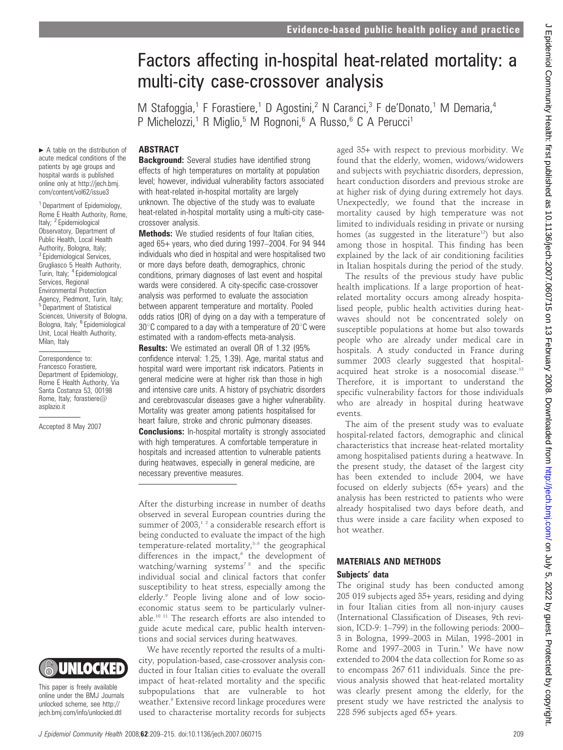# Factors affecting in-hospital heat-related mortality: a multi-city case-crossover analysis

M Stafoggia,[1] F Forastiere,[1] D Agostini,[2] N Caranci,[3] F de'Donato,[1] M Demaria,[4] P Michelozzi,[1] R Miglio,[5] M Rognoni,[6] A Russo,[6] C A Perucci[1]

► A table on the distribution of acute medical conditions of the patients by age groups and hospital wards is published online only at http://jech.bmj.com/content/vol62/issue3

[1] Department of Epidemiology, Rome E Health Authority, Rome, Italy; [2] Epidemiological Observatory, Department of Public Health, Local Health Authority, Bologna, Italy; [3] Epidemiological Services, Grugliasco 5 Health Authority, Turin, Italy; [4] Epidemiological Services, Regional Environmental Protection Agency, Piedmont, Turin, Italy; [5] Department of Statistical Sciences, University of Bologna, Bologna, Italy; [6] Epidemiological Unit, Local Health Authority, Milan, Italy

Correspondence to: Francesco Forastiere, Department of Epidemiology, Rome E Health Authority, Via Santa Costanza 53, 00198 Rome, Italy; forastiere@asplazio.it

Accepted 8 May 2007

This paper is freely available online under the BMJ Journals unlocked scheme, see http://jech.bmj.com/info/unlocked.dtl

## ABSTRACT

**Background:** Several studies have identified strong effects of high temperatures on mortality at population level; however, individual vulnerability factors associated with heat-related in-hospital mortality are largely unknown. The objective of the study was to evaluate heat-related in-hospital mortality using a multi-city case-crossover analysis.

**Methods:** We studied residents of four Italian cities, aged 65+ years, who died during 1997–2004. For 94 944 individuals who died in hospital and were hospitalised two or more days before death, demographics, chronic conditions, primary diagnoses of last event and hospital wards were considered. A city-specific case-crossover analysis was performed to evaluate the association between apparent temperature and mortality. Pooled odds ratios (OR) of dying on a day with a temperature of 30°C compared to a day with a temperature of 20°C were estimated with a random-effects meta-analysis.

**Results:** We estimated an overall OR of 1.32 (95% confidence interval: 1.25, 1.39). Age, marital status and hospital ward were important risk indicators. Patients in general medicine were at higher risk than those in high and intensive care units. A history of psychiatric disorders and cerebrovascular diseases gave a higher vulnerability. Mortality was greater among patients hospitalised for heart failure, stroke and chronic pulmonary diseases.

**Conclusions:** In-hospital mortality is strongly associated with high temperatures. A comfortable temperature in hospitals and increased attention to vulnerable patients during heatwaves, especially in general medicine, are necessary preventive measures.

After the disturbing increase in number of deaths observed in several European countries during the summer of 2003,[1,2] a considerable research effort is being conducted to evaluate the impact of the high temperature-related mortality,[3–5] the geographical differences in the impact,[6] the development of watching/warning systems[7,8] and the specific individual social and clinical factors that confer susceptibility to heat stress, especially among the elderly.[9] People living alone and of low socioeconomic status seem to be particularly vulnerable.[10,11] The research efforts are also intended to guide acute medical care, public health interventions and social services during heatwaves.

We have recently reported the results of a multi-city, population-based, case-crossover analysis conducted in four Italian cities to evaluate the overall impact of heat-related mortality and the specific subpopulations that are vulnerable to hot weather.[9] Extensive record linkage procedures were used to characterise mortality records for subjects aged 35+ with respect to previous morbidity. We found that the elderly, women, widows/widowers and subjects with psychiatric disorders, depression, heart conduction disorders and previous stroke are at higher risk of dying during extremely hot days. Unexpectedly, we found that the increase in mortality caused by high temperature was not limited to individuals residing in private or nursing homes (as suggested in the literature[12]) but also among those in hospital. This finding has been explained by the lack of air conditioning facilities in Italian hospitals during the period of the study.

The results of the previous study have public health implications. If a large proportion of heat-related mortality occurs among already hospitalised people, public health activities during heatwaves should not be concentrated solely on susceptible populations at home but also towards people who are already under medical care in hospitals. A study conducted in France during summer 2003 clearly suggested that hospital-acquired heat stroke is a nosocomial disease.[13] Therefore, it is important to understand the specific vulnerability factors for those individuals who are already in hospital during heatwave events.

The aim of the present study was to evaluate hospital-related factors, demographic and clinical characteristics that increase heat-related mortality among hospitalised patients during a heatwave. In the present study, the dataset of the largest city has been extended to include 2004, we have focused on elderly subjects (65+ years) and the analysis has been restricted to patients who were already hospitalised two days before death, and thus were inside a care facility when exposed to hot weather.

## MATERIALS AND METHODS

### Subjects' data

The original study has been conducted among 205 019 subjects aged 35+ years, residing and dying in four Italian cities from all non-injury causes (International Classification of Diseases, 9th revision, ICD-9: 1–799) in the following periods: 2000–3 in Bologna, 1999–2003 in Milan, 1998–2001 in Rome and 1997–2003 in Turin.[9] We have now extended to 2004 the data collection for Rome so as to encompass 267 611 individuals. Since the previous analysis showed that heat-related mortality was clearly present among the elderly, for the present study we have restricted the analysis to 228 596 subjects aged 65+ years.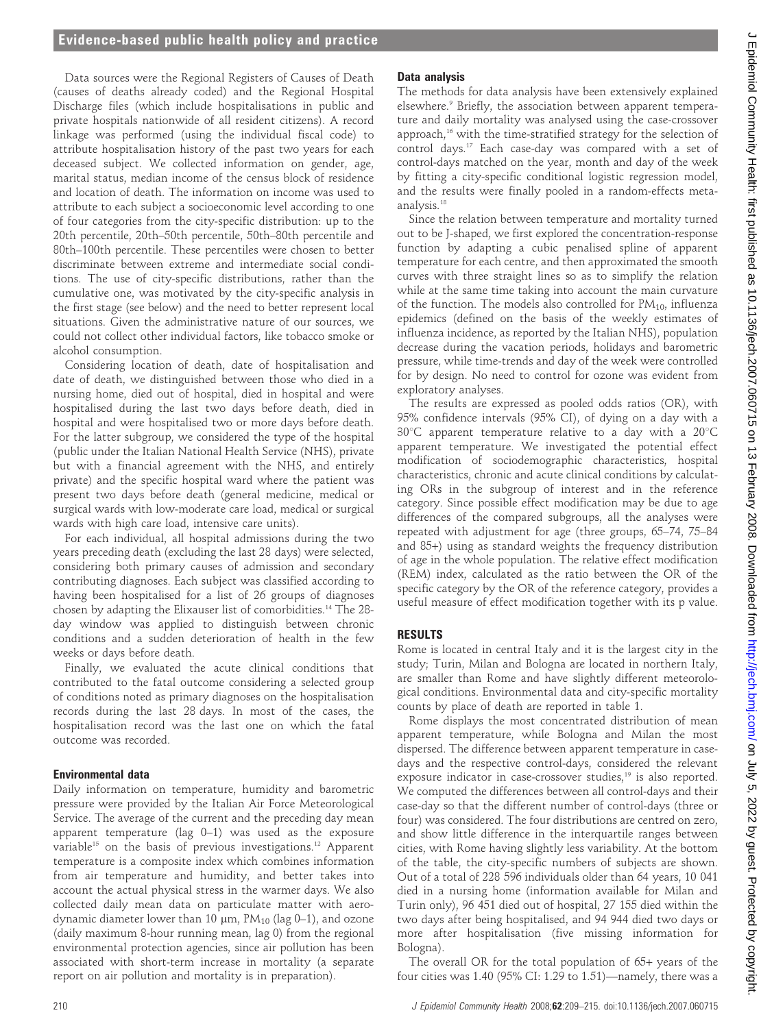Data sources were the Regional Registers of Causes of Death (causes of deaths already coded) and the Regional Hospital Discharge files (which include hospitalisations in public and private hospitals nationwide of all resident citizens). A record linkage was performed (using the individual fiscal code) to attribute hospitalisation history of the past two years for each deceased subject. We collected information on gender, age, marital status, median income of the census block of residence and location of death. The information on income was used to attribute to each subject a socioeconomic level according to one of four categories from the city-specific distribution: up to the 20th percentile, 20th–50th percentile, 50th–80th percentile and 80th–100th percentile. These percentiles were chosen to better discriminate between extreme and intermediate social conditions. The use of city-specific distributions, rather than the cumulative one, was motivated by the city-specific analysis in the first stage (see below) and the need to better represent local situations. Given the administrative nature of our sources, we could not collect other individual factors, like tobacco smoke or alcohol consumption.

Considering location of death, date of hospitalisation and date of death, we distinguished between those who died in a nursing home, died out of hospital, died in hospital and were hospitalised during the last two days before death, died in hospital and were hospitalised two or more days before death. For the latter subgroup, we considered the type of the hospital (public under the Italian National Health Service (NHS), private but with a financial agreement with the NHS, and entirely private) and the specific hospital ward where the patient was present two days before death (general medicine, medical or surgical wards with low-moderate care load, medical or surgical wards with high care load, intensive care units).

For each individual, all hospital admissions during the two years preceding death (excluding the last 28 days) were selected, considering both primary causes of admission and secondary contributing diagnoses. Each subject was classified according to having been hospitalised for a list of 26 groups of diagnoses chosen by adapting the Elixauser list of comorbidities.[14] The 28-day window was applied to distinguish between chronic conditions and a sudden deterioration of health in the few weeks or days before death.

Finally, we evaluated the acute clinical conditions that contributed to the fatal outcome considering a selected group of conditions noted as primary diagnoses on the hospitalisation records during the last 28 days. In most of the cases, the hospitalisation record was the last one on which the fatal outcome was recorded.

### Environmental data

Daily information on temperature, humidity and barometric pressure were provided by the Italian Air Force Meteorological Service. The average of the current and the preceding day mean apparent temperature (lag 0–1) was used as the exposure variable[15] on the basis of previous investigations.[12] Apparent temperature is a composite index which combines information from air temperature and humidity, and better takes into account the actual physical stress in the warmer days. We also collected daily mean data on particulate matter with aerodynamic diameter lower than 10 μm, $PM_{10}$ (lag 0–1), and ozone (daily maximum 8-hour running mean, lag 0) from the regional environmental protection agencies, since air pollution has been associated with short-term increase in mortality (a separate report on air pollution and mortality is in preparation).

### Data analysis

The methods for data analysis have been extensively explained elsewhere.[9] Briefly, the association between apparent temperature and daily mortality was analysed using the case-crossover approach,[16] with the time-stratified strategy for the selection of control days.[17] Each case-day was compared with a set of control-days matched on the year, month and day of the week by fitting a city-specific conditional logistic regression model, and the results were finally pooled in a random-effects meta-analysis.[18]

Since the relation between temperature and mortality turned out to be J-shaped, we first explored the concentration-response function by adapting a cubic penalised spline of apparent temperature for each centre, and then approximated the smooth curves with three straight lines so as to simplify the relation while at the same time taking into account the main curvature of the function. The models also controlled for $PM_{10}$, influenza epidemics (defined on the basis of the weekly estimates of influenza incidence, as reported by the Italian NHS), population decrease during the vacation periods, holidays and barometric pressure, while time-trends and day of the week were controlled for by design. No need to control for ozone was evident from exploratory analyses.

The results are expressed as pooled odds ratios (OR), with 95% confidence intervals (95% CI), of dying on a day with a 30°C apparent temperature relative to a day with a 20°C apparent temperature. We investigated the potential effect modification of sociodemographic characteristics, hospital characteristics, chronic and acute clinical conditions by calculating ORs in the subgroup of interest and in the reference category. Since possible effect modification may be due to age differences of the compared subgroups, all the analyses were repeated with adjustment for age (three groups, 65–74, 75–84 and 85+) using as standard weights the frequency distribution of age in the whole population. The relative effect modification (REM) index, calculated as the ratio between the OR of the specific category by the OR of the reference category, provides a useful measure of effect modification together with its p value.

## RESULTS

Rome is located in central Italy and it is the largest city in the study; Turin, Milan and Bologna are located in northern Italy, are smaller than Rome and have slightly different meteorological conditions. Environmental data and city-specific mortality counts by place of death are reported in table 1.

Rome displays the most concentrated distribution of mean apparent temperature, while Bologna and Milan the most dispersed. The difference between apparent temperature in case-days and the respective control-days, considered the relevant exposure indicator in case-crossover studies,[19] is also reported. We computed the differences between all control-days and their case-day so that the different number of control-days (three or four) was considered. The four distributions are centred on zero, and show little difference in the interquartile ranges between cities, with Rome having slightly less variability. At the bottom of the table, the city-specific numbers of subjects are shown. Out of a total of 228 596 individuals older than 64 years, 10 041 died in a nursing home (information available for Milan and Turin only), 96 451 died out of hospital, 27 155 died within the two days after being hospitalised, and 94 944 died two days or more after hospitalisation (five missing information for Bologna).

The overall OR for the total population of 65+ years of the four cities was 1.40 (95% CI: 1.29 to 1.51)—namely, there was a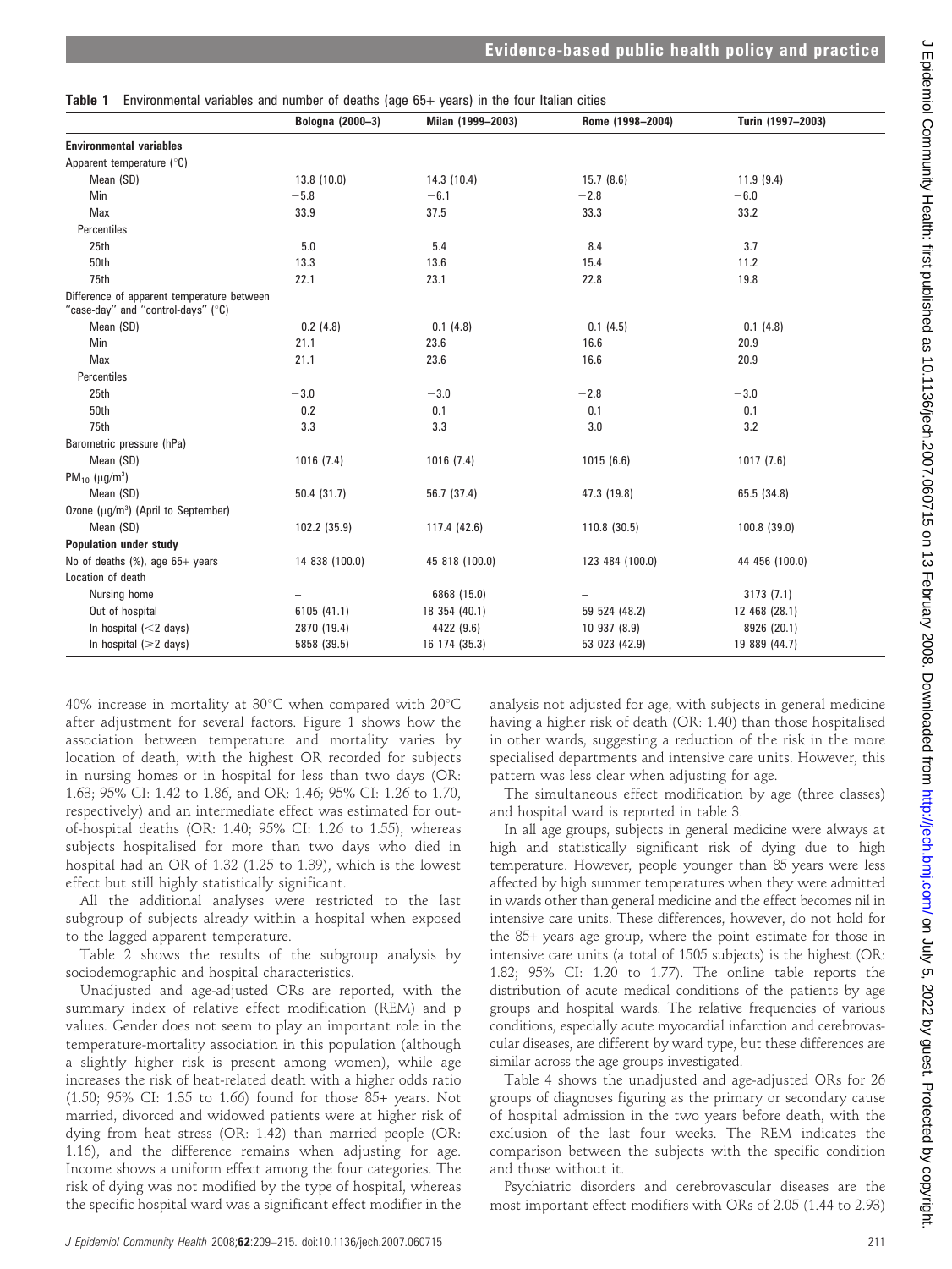**Table 1** Environmental variables and number of deaths (age 65+ years) in the four Italian cities

| | Bologna (2000–3) | Milan (1999–2003) | Rome (1998–2004) | Turin (1997–2003) |
|---|---|---|---|---|
| **Environmental variables** | | | | |
| Apparent temperature (°C) | | | | |
| Mean (SD) | 13.8 (10.0) | 14.3 (10.4) | 15.7 (8.6) | 11.9 (9.4) |
| Min | −5.8 | −6.1 | −2.8 | −6.0 |
| Max | 33.9 | 37.5 | 33.3 | 33.2 |
| Percentiles | | | | |
| 25th | 5.0 | 5.4 | 8.4 | 3.7 |
| 50th | 13.3 | 13.6 | 15.4 | 11.2 |
| 75th | 22.1 | 23.1 | 22.8 | 19.8 |
| Difference of apparent temperature between "case-day" and "control-days" (°C) | | | | |
| Mean (SD) | 0.2 (4.8) | 0.1 (4.8) | 0.1 (4.5) | 0.1 (4.8) |
| Min | −21.1 | −23.6 | −16.6 | −20.9 |
| Max | 21.1 | 23.6 | 16.6 | 20.9 |
| Percentiles | | | | |
| 25th | −3.0 | −3.0 | −2.8 | −3.0 |
| 50th | 0.2 | 0.1 | 0.1 | 0.1 |
| 75th | 3.3 | 3.3 | 3.0 | 3.2 |
| Barometric pressure (hPa) | | | | |
| Mean (SD) | 1016 (7.4) | 1016 (7.4) | 1015 (6.6) | 1017 (7.6) |
| $PM_{10}$ (μg/m³) | | | | |
| Mean (SD) | 50.4 (31.7) | 56.7 (37.4) | 47.3 (19.8) | 65.5 (34.8) |
| Ozone (μg/m³) (April to September) | | | | |
| Mean (SD) | 102.2 (35.9) | 117.4 (42.6) | 110.8 (30.5) | 100.8 (39.0) |
| **Population under study** | | | | |
| No of deaths (%), age 65+ years | 14 838 (100.0) | 45 818 (100.0) | 123 484 (100.0) | 44 456 (100.0) |
| Location of death | | | | |
| Nursing home | – | 6868 (15.0) | – | 3173 (7.1) |
| Out of hospital | 6105 (41.1) | 18 354 (40.1) | 59 524 (48.2) | 12 468 (28.1) |
| In hospital (<2 days) | 2870 (19.4) | 4422 (9.6) | 10 937 (8.9) | 8926 (20.1) |
| In hospital (⩾2 days) | 5858 (39.5) | 16 174 (35.3) | 53 023 (42.9) | 19 889 (44.7) |

40% increase in mortality at 30°C when compared with 20°C after adjustment for several factors. Figure 1 shows how the association between temperature and mortality varies by location of death, with the highest OR recorded for subjects in nursing homes or in hospital for less than two days (OR: 1.63; 95% CI: 1.42 to 1.86, and OR: 1.46; 95% CI: 1.26 to 1.70, respectively) and an intermediate effect was estimated for out-of-hospital deaths (OR: 1.40; 95% CI: 1.26 to 1.55), whereas subjects hospitalised for more than two days who died in hospital had an OR of 1.32 (1.25 to 1.39), which is the lowest effect but still highly statistically significant.

All the additional analyses were restricted to the last subgroup of subjects already within a hospital when exposed to the lagged apparent temperature.

Table 2 shows the results of the subgroup analysis by sociodemographic and hospital characteristics.

Unadjusted and age-adjusted ORs are reported, with the summary index of relative effect modification (REM) and p values. Gender does not seem to play an important role in the temperature-mortality association in this population (although a slightly higher risk is present among women), while age increases the risk of heat-related death with a higher odds ratio (1.50; 95% CI: 1.35 to 1.66) found for those 85+ years. Not married, divorced and widowed patients were at higher risk of dying from heat stress (OR: 1.42) than married people (OR: 1.16), and the difference remains when adjusting for age. Income shows a uniform effect among the four categories. The risk of dying was not modified by the type of hospital, whereas the specific hospital ward was a significant effect modifier in the analysis not adjusted for age, with subjects in general medicine having a higher risk of death (OR: 1.40) than those hospitalised in other wards, suggesting a reduction of the risk in the more specialised departments and intensive care units. However, this pattern was less clear when adjusting for age.

The simultaneous effect modification by age (three classes) and hospital ward is reported in table 3.

In all age groups, subjects in general medicine were always at high and statistically significant risk of dying due to high temperature. However, people younger than 85 years were less affected by high summer temperatures when they were admitted in wards other than general medicine and the effect becomes nil in intensive care units. These differences, however, do not hold for the 85+ years age group, where the point estimate for those in intensive care units (a total of 1505 subjects) is the highest (OR: 1.82; 95% CI: 1.20 to 1.77). The online table reports the distribution of acute medical conditions of the patients by age groups and hospital wards. The relative frequencies of various conditions, especially acute myocardial infarction and cerebrovascular diseases, are different by ward type, but these differences are similar across the age groups investigated.

Table 4 shows the unadjusted and age-adjusted ORs for 26 groups of diagnoses figuring as the primary or secondary cause of hospital admission in the two years before death, with the exclusion of the last four weeks. The REM indicates the comparison between the subjects with the specific condition and those without it.

Psychiatric disorders and cerebrovascular diseases are the most important effect modifiers with ORs of 2.05 (1.44 to 2.93)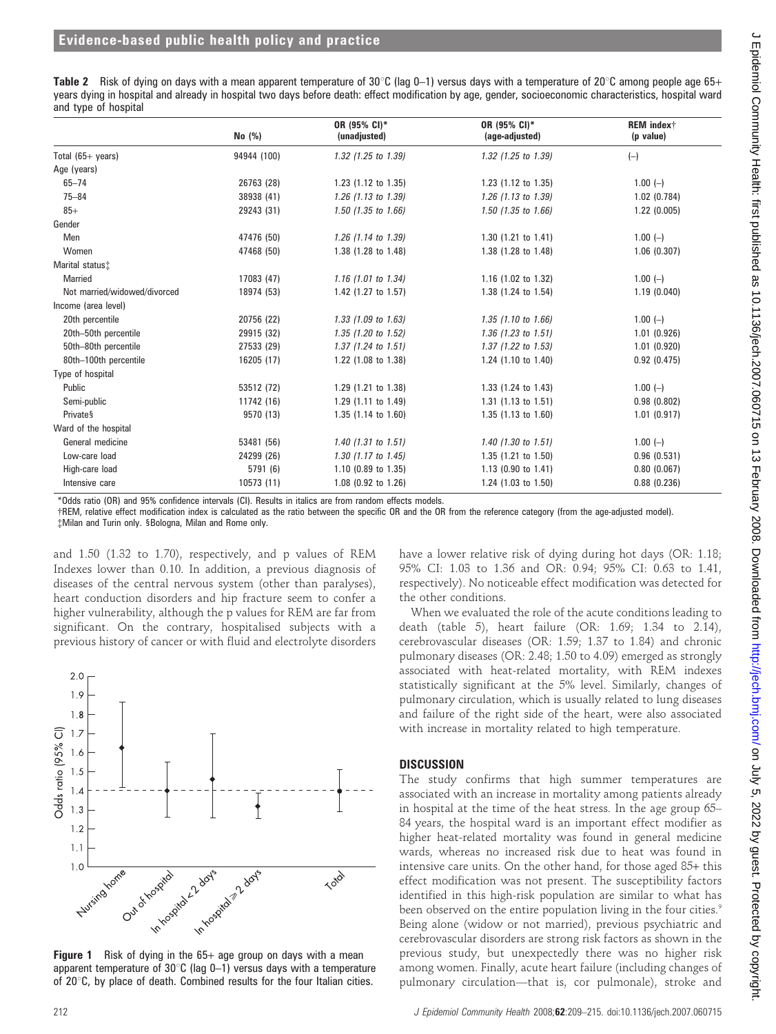**Table 2** Risk of dying on days with a mean apparent temperature of 30°C (lag 0–1) versus days with a temperature of 20°C among people age 65+ years dying in hospital and already in hospital two days before death: effect modification by age, gender, socioeconomic characteristics, hospital ward and type of hospital

| | No (%) | OR (95% CI)* (unadjusted) | OR (95% CI)* (age-adjusted) | REM index† (p value) |
|---|---|---|---|---|
| Total (65+ years) | 94944 (100) | *1.32 (1.25 to 1.39)* | *1.32 (1.25 to 1.39)* | (–) |
| Age (years) | | | | |
| 65–74 | 26763 (28) | 1.23 (1.12 to 1.35) | 1.23 (1.12 to 1.35) | 1.00 (–) |
| 75–84 | 38938 (41) | *1.26 (1.13 to 1.39)* | *1.26 (1.13 to 1.39)* | 1.02 (0.784) |
| 85+ | 29243 (31) | *1.50 (1.35 to 1.66)* | *1.50 (1.35 to 1.66)* | 1.22 (0.005) |
| Gender | | | | |
| Men | 47476 (50) | *1.26 (1.14 to 1.39)* | 1.30 (1.21 to 1.41) | 1.00 (–) |
| Women | 47468 (50) | 1.38 (1.28 to 1.48) | 1.38 (1.28 to 1.48) | 1.06 (0.307) |
| Marital status‡ | | | | |
| Married | 17083 (47) | *1.16 (1.01 to 1.34)* | 1.16 (1.02 to 1.32) | 1.00 (–) |
| Not married/widowed/divorced | 18974 (53) | 1.42 (1.27 to 1.57) | 1.38 (1.24 to 1.54) | 1.19 (0.040) |
| Income (area level) | | | | |
| 20th percentile | 20756 (22) | *1.33 (1.09 to 1.63)* | *1.35 (1.10 to 1.66)* | 1.00 (–) |
| 20th–50th percentile | 29915 (32) | *1.35 (1.20 to 1.52)* | *1.36 (1.23 to 1.51)* | 1.01 (0.926) |
| 50th–80th percentile | 27533 (29) | *1.37 (1.24 to 1.51)* | *1.37 (1.22 to 1.53)* | 1.01 (0.920) |
| 80th–100th percentile | 16205 (17) | 1.22 (1.08 to 1.38) | 1.24 (1.10 to 1.40) | 0.92 (0.475) |
| Type of hospital | | | | |
| Public | 53512 (72) | 1.29 (1.21 to 1.38) | 1.33 (1.24 to 1.43) | 1.00 (–) |
| Semi-public | 11742 (16) | 1.29 (1.11 to 1.49) | 1.31 (1.13 to 1.51) | 0.98 (0.802) |
| Private§ | 9570 (13) | 1.35 (1.14 to 1.60) | 1.35 (1.13 to 1.60) | 1.01 (0.917) |
| Ward of the hospital | | | | |
| General medicine | 53481 (56) | *1.40 (1.31 to 1.51)* | *1.40 (1.30 to 1.51)* | 1.00 (–) |
| Low-care load | 24299 (26) | *1.30 (1.17 to 1.45)* | 1.35 (1.21 to 1.50) | 0.96 (0.531) |
| High-care load | 5791 (6) | 1.10 (0.89 to 1.35) | 1.13 (0.90 to 1.41) | 0.80 (0.067) |
| Intensive care | 10573 (11) | 1.08 (0.92 to 1.26) | 1.24 (1.03 to 1.50) | 0.88 (0.236) |

*Odds ratio (OR) and 95% confidence intervals (CI). Results in italics are from random effects models.
†REM, relative effect modification index is calculated as the ratio between the specific OR and the OR from the reference category (from the age-adjusted model).
‡Milan and Turin only. §Bologna, Milan and Rome only.

and 1.50 (1.32 to 1.70), respectively, and p values of REM Indexes lower than 0.10. In addition, a previous diagnosis of diseases of the central nervous system (other than paralyses), heart conduction disorders and hip fracture seem to confer a higher vulnerability, although the p values for REM are far from significant. On the contrary, hospitalised subjects with a previous history of cancer or with fluid and electrolyte disorders have a lower relative risk of dying during hot days (OR: 1.18; 95% CI: 1.03 to 1.36 and OR: 0.94; 95% CI: 0.63 to 1.41, respectively). No noticeable effect modification was detected for the other conditions.

When we evaluated the role of the acute conditions leading to death (table 5), heart failure (OR: 1.69; 1.34 to 2.14), cerebrovascular diseases (OR: 1.59; 1.37 to 1.84) and chronic pulmonary diseases (OR: 2.48; 1.50 to 4.09) emerged as strongly associated with heat-related mortality, with REM indexes statistically significant at the 5% level. Similarly, changes of pulmonary circulation, which is usually related to lung diseases and failure of the right side of the heart, were also associated with increase in mortality related to high temperature.

**Figure 1** Risk of dying in the 65+ age group on days with a mean apparent temperature of 30°C (lag 0–1) versus days with a temperature of 20°C, by place of death. Combined results for the four Italian cities.

## DISCUSSION

The study confirms that high summer temperatures are associated with an increase in mortality among patients already in hospital at the time of the heat stress. In the age group 65–84 years, the hospital ward is an important effect modifier as higher heat-related mortality was found in general medicine wards, whereas no increased risk due to heat was found in intensive care units. On the other hand, for those aged 85+ this effect modification was not present. The susceptibility factors identified in this high-risk population are similar to what has been observed on the entire population living in the four cities.[9] Being alone (widow or not married), previous psychiatric and cerebrovascular disorders are strong risk factors as shown in the previous study, but unexpectedly there was no higher risk among women. Finally, acute heart failure (including changes of pulmonary circulation—that is, cor pulmonale), stroke and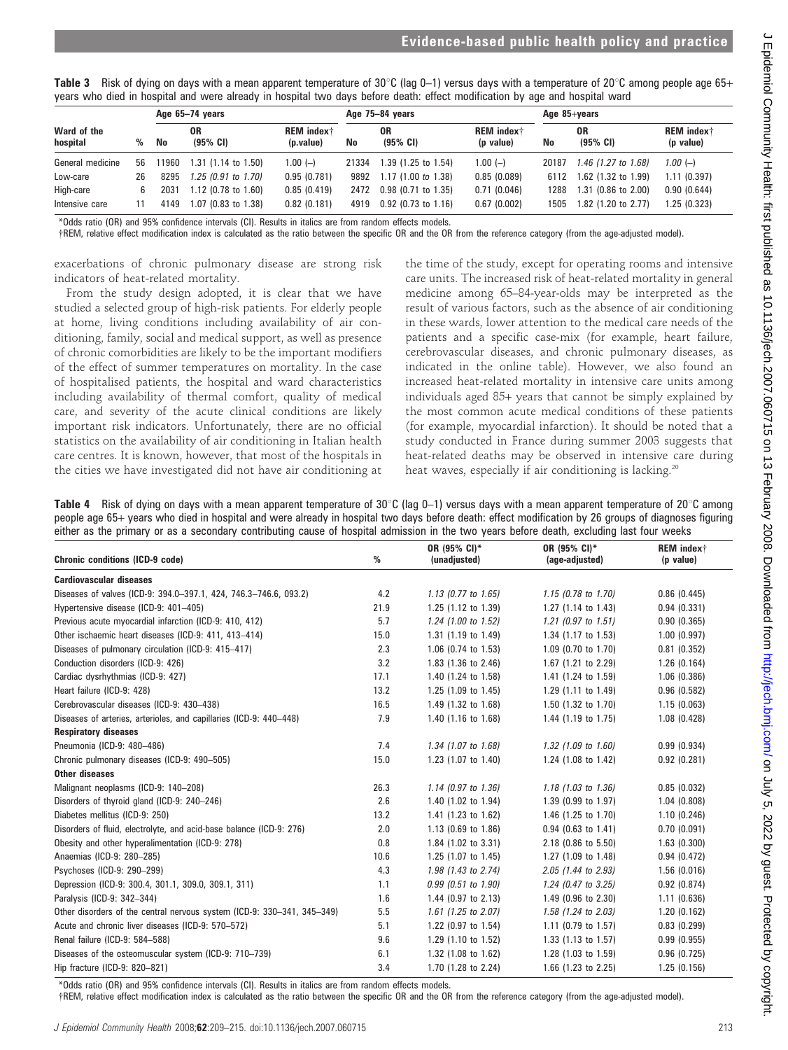**Table 3** Risk of dying on days with a mean apparent temperature of 30°C (lag 0–1) versus days with a temperature of 20°C among people age 65+ years who died in hospital and were already in hospital two days before death: effect modification by age and hospital ward

| Ward of the hospital | % | Age 65–74 years | | | Age 75–84 years | | | Age 85+years | | |
|---|---|---|---|---|---|---|---|---|---|---|
| | | No | OR (95% CI) | REM index† (p.value) | No | OR (95% CI) | REM index† (p value) | No | OR (95% CI) | REM index† (p value) |
| General medicine | 56 | 11960 | 1.31 (1.14 to 1.50) | 1.00 (–) | 21334 | 1.39 (1.25 to 1.54) | 1.00 (–) | 20187 | *1.46 (1.27 to 1.68)* | *1.00 (–)* |
| Low-care | 26 | 8295 | *1.25 (0.91 to 1.70)* | 0.95 (0.781) | 9892 | 1.17 (1.00 *to* 1.38) | 0.85 (0.089) | 6112 | 1.62 (1.32 to 1.99) | 1.11 (0.397) |
| High-care | 6 | 2031 | 1.12 (0.78 to 1.60) | 0.85 (0.419) | 2472 | 0.98 (0.71 to 1.35) | 0.71 (0.046) | 1288 | 1.31 (0.86 to 2.00) | 0.90 (0.644) |
| Intensive care | 11 | 4149 | 1.07 (0.83 to 1.38) | 0.82 (0.181) | 4919 | 0.92 (0.73 to 1.16) | 0.67 (0.002) | 1505 | 1.82 (1.20 to 2.77) | 1.25 (0.323) |

*Odds ratio (OR) and 95% confidence intervals (CI). Results in italics are from random effects models.
†REM, relative effect modification index is calculated as the ratio between the specific OR and the OR from the reference category (from the age-adjusted model).

exacerbations of chronic pulmonary disease are strong risk indicators of heat-related mortality.

From the study design adopted, it is clear that we have studied a selected group of high-risk patients. For elderly people at home, living conditions including availability of air conditioning, family, social and medical support, as well as presence of chronic comorbidities are likely to be the important modifiers of the effect of summer temperatures on mortality. In the case of hospitalised patients, the hospital and ward characteristics including availability of thermal comfort, quality of medical care, and severity of the acute clinical conditions are likely important risk indicators. Unfortunately, there are no official statistics on the availability of air conditioning in Italian health care centres. It is known, however, that most of the hospitals in the cities we have investigated did not have air conditioning at the time of the study, except for operating rooms and intensive care units. The increased risk of heat-related mortality in general medicine among 65–84-year-olds may be interpreted as the result of various factors, such as the absence of air conditioning in these wards, lower attention to the medical care needs of the patients and a specific case-mix (for example, heart failure, cerebrovascular diseases, and chronic pulmonary diseases, as indicated in the online table). However, we also found an increased heat-related mortality in intensive care units among individuals aged 85+ years that cannot be simply explained by the most common acute medical conditions of these patients (for example, myocardial infarction). It should be noted that a study conducted in France during summer 2003 suggests that heat-related deaths may be observed in intensive care during heat waves, especially if air conditioning is lacking.[20]

**Table 4** Risk of dying on days with a mean apparent temperature of 30°C (lag 0–1) versus days with a mean apparent temperature of 20°C among people age 65+ years who died in hospital and were already in hospital two days before death: effect modification by 26 groups of diagnoses figuring either as the primary or as a secondary contributing cause of hospital admission in the two years before death, excluding last four weeks

| Chronic conditions (ICD-9 code) | % | OR (95% CI)* (unadjusted) | OR (95% CI)* (age-adjusted) | REM index† (p value) |
|---|---|---|---|---|
| **Cardiovascular diseases** | | | | |
| Diseases of valves (ICD-9: 394.0–397.1, 424, 746.3–746.6, 093.2) | 4.2 | *1.13 (0.77 to 1.65)* | *1.15 (0.78 to 1.70)* | 0.86 (0.445) |
| Hypertensive disease (ICD-9: 401–405) | 21.9 | 1.25 (1.12 to 1.39) | 1.27 (1.14 to 1.43) | 0.94 (0.331) |
| Previous acute myocardial infarction (ICD-9: 410, 412) | 5.7 | *1.24 (1.00 to 1.52)* | *1.21 (0.97 to 1.51)* | 0.90 (0.365) |
| Other ischaemic heart diseases (ICD-9: 411, 413–414) | 15.0 | 1.31 (1.19 to 1.49) | 1.34 (1.17 to 1.53) | 1.00 (0.997) |
| Diseases of pulmonary circulation (ICD-9: 415–417) | 2.3 | 1.06 (0.74 to 1.53) | 1.09 (0.70 to 1.70) | 0.81 (0.352) |
| Conduction disorders (ICD-9: 426) | 3.2 | 1.83 (1.36 to 2.46) | 1.67 (1.21 to 2.29) | 1.26 (0.164) |
| Cardiac dysrhythmias (ICD-9: 427) | 17.1 | 1.40 (1.24 to 1.58) | 1.41 (1.24 to 1.59) | 1.06 (0.386) |
| Heart failure (ICD-9: 428) | 13.2 | 1.25 (1.09 to 1.45) | 1.29 (1.11 to 1.49) | 0.96 (0.582) |
| Cerebrovascular diseases (ICD-9: 430–438) | 16.5 | 1.49 (1.32 to 1.68) | 1.50 (1.32 to 1.70) | 1.15 (0.063) |
| Diseases of arteries, arterioles, and capillaries (ICD-9: 440–448) | 7.9 | 1.40 (1.16 to 1.68) | 1.44 (1.19 to 1.75) | 1.08 (0.428) |
| **Respiratory diseases** | | | | |
| Pneumonia (ICD-9: 480–486) | 7.4 | *1.34 (1.07 to 1.68)* | *1.32 (1.09 to 1.60)* | 0.99 (0.934) |
| Chronic pulmonary diseases (ICD-9: 490–505) | 15.0 | 1.23 (1.07 to 1.40) | 1.24 (1.08 to 1.42) | 0.92 (0.281) |
| **Other diseases** | | | | |
| Malignant neoplasms (ICD-9: 140–208) | 26.3 | *1.14 (0.97 to 1.36)* | *1.18 (1.03 to 1.36)* | 0.85 (0.032) |
| Disorders of thyroid gland (ICD-9: 240–246) | 2.6 | 1.40 (1.02 to 1.94) | 1.39 (0.99 to 1.97) | 1.04 (0.808) |
| Diabetes mellitus (ICD-9: 250) | 13.2 | 1.41 (1.23 to 1.62) | 1.46 (1.25 to 1.70) | 1.10 (0.246) |
| Disorders of fluid, electrolyte, and acid-base balance (ICD-9: 276) | 2.0 | 1.13 (0.69 to 1.86) | 0.94 (0.63 to 1.41) | 0.70 (0.091) |
| Obesity and other hyperalimentation (ICD-9: 278) | 0.8 | 1.84 (1.02 to 3.31) | 2.18 (0.86 to 5.50) | 1.63 (0.300) |
| Anaemias (ICD-9: 280–285) | 10.6 | 1.25 (1.07 to 1.45) | 1.27 (1.09 to 1.48) | 0.94 (0.472) |
| Psychoses (ICD-9: 290–299) | 4.3 | *1.98 (1.43 to 2.74)* | *2.05 (1.44 to 2.93)* | 1.56 (0.016) |
| Depression (ICD-9: 300.4, 301.1, 309.0, 309.1, 311) | 1.1 | *0.99 (0.51 to 1.90)* | *1.24 (0.47 to 3.25)* | 0.92 (0.874) |
| Paralysis (ICD-9: 342–344) | 1.6 | 1.44 (0.97 to 2.13) | 1.49 (0.96 to 2.30) | 1.11 (0.636) |
| Other disorders of the central nervous system (ICD-9: 330–341, 345–349) | 5.5 | *1.61 (1.25 to 2.07)* | *1.58 (1.24 to 2.03)* | 1.20 (0.162) |
| Acute and chronic liver diseases (ICD-9: 570–572) | 5.1 | 1.22 (0.97 to 1.54) | 1.11 (0.79 to 1.57) | 0.83 (0.299) |
| Renal failure (ICD-9: 584–588) | 9.6 | 1.29 (1.10 to 1.52) | 1.33 (1.13 to 1.57) | 0.99 (0.955) |
| Diseases of the osteomuscular system (ICD-9: 710–739) | 6.1 | 1.32 (1.08 to 1.62) | 1.28 (1.03 to 1.59) | 0.96 (0.725) |
| Hip fracture (ICD-9: 820–821) | 3.4 | 1.70 (1.28 to 2.24) | 1.66 (1.23 to 2.25) | 1.25 (0.156) |

*Odds ratio (OR) and 95% confidence intervals (CI). Results in italics are from random effects models.
†REM, relative effect modification index is calculated as the ratio between the specific OR and the OR from the reference category (from the age-adjusted model).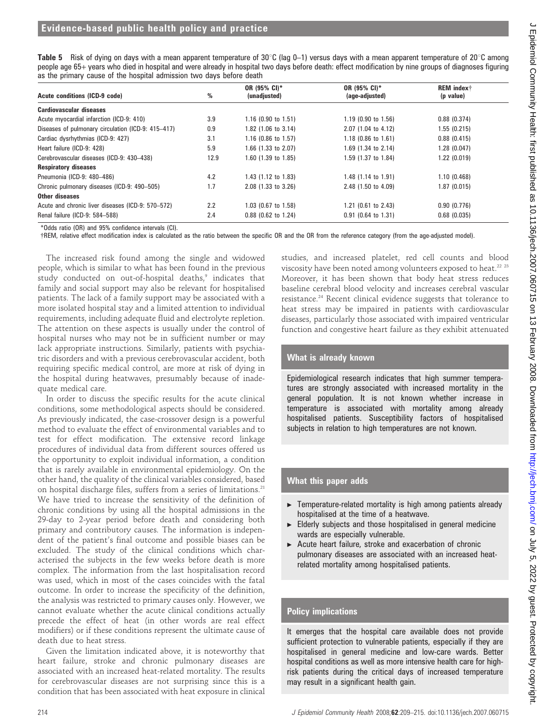**Table 5** Risk of dying on days with a mean apparent temperature of 30°C (lag 0–1) versus days with a mean apparent temperature of 20°C among people age 65+ years who died in hospital and were already in hospital two days before death: effect modification by nine groups of diagnoses figuring as the primary cause of the hospital admission two days before death

| Acute conditions (ICD-9 code) | % | OR (95% CI)* (unadjusted) | OR (95% CI)* (age-adjusted) | REM index† (p value) |
|---|---|---|---|---|
| **Cardiovascular diseases** | | | | |
| Acute myocardial infarction (ICD-9: 410) | 3.9 | 1.16 (0.90 to 1.51) | 1.19 (0.90 to 1.56) | 0.88 (0.374) |
| Diseases of pulmonary circulation (ICD-9: 415–417) | 0.9 | 1.82 (1.06 to 3.14) | 2.07 (1.04 to 4.12) | 1.55 (0.215) |
| Cardiac dysrhythmias (ICD-9: 427) | 3.1 | 1.16 (0.86 to 1.57) | 1.18 (0.86 to 1.61) | 0.88 (0.415) |
| Heart failure (ICD-9: 428) | 5.9 | 1.66 (1.33 to 2.07) | 1.69 (1.34 to 2.14) | 1.28 (0.047) |
| Cerebrovascular diseases (ICD-9: 430–438) | 12.9 | 1.60 (1.39 to 1.85) | 1.59 (1.37 to 1.84) | 1.22 (0.019) |
| **Respiratory diseases** | | | | |
| Pneumonia (ICD-9: 480–486) | 4.2 | 1.43 (1.12 to 1.83) | 1.48 (1.14 to 1.91) | 1.10 (0.468) |
| Chronic pulmonary diseases (ICD-9: 490–505) | 1.7 | 2.08 (1.33 to 3.26) | 2.48 (1.50 to 4.09) | 1.87 (0.015) |
| **Other diseases** | | | | |
| Acute and chronic liver diseases (ICD-9: 570–572) | 2.2 | 1.03 (0.67 to 1.58) | 1.21 (0.61 to 2.43) | 0.90 (0.776) |
| Renal failure (ICD-9: 584–588) | 2.4 | 0.88 (0.62 to 1.24) | 0.91 (0.64 to 1.31) | 0.68 (0.035) |

*Odds ratio (OR) and 95% confidence intervals (CI).
†REM, relative effect modification index is calculated as the ratio between the specific OR and the OR from the reference category (from the age-adjusted model).

The increased risk found among the single and widowed people, which is similar to what has been found in the previous study conducted on out-of-hospital deaths,[9] indicates that family and social support may also be relevant for hospitalised patients. The lack of a family support may be associated with a more isolated hospital stay and a limited attention to individual requirements, including adequate fluid and electrolyte repletion. The attention on these aspects is usually under the control of hospital nurses who may not be in sufficient number or may lack appropriate instructions. Similarly, patients with psychiatric disorders and with a previous cerebrovascular accident, both requiring specific medical control, are more at risk of dying in the hospital during heatwaves, presumably because of inadequate medical care.

In order to discuss the specific results for the acute clinical conditions, some methodological aspects should be considered. As previously indicated, the case-crossover design is a powerful method to evaluate the effect of environmental variables and to test for effect modification. The extensive record linkage procedures of individual data from different sources offered us the opportunity to exploit individual information, a condition that is rarely available in environmental epidemiology. On the other hand, the quality of the clinical variables considered, based on hospital discharge files, suffers from a series of limitations.[21] We have tried to increase the sensitivity of the definition of chronic conditions by using all the hospital admissions in the 29-day to 2-year period before death and considering both primary and contributory causes. The information is independent of the patient's final outcome and possible biases can be excluded. The study of the clinical conditions which characterised the subjects in the few weeks before death is more complex. The information from the last hospitalisation record was used, which in most of the cases coincides with the fatal outcome. In order to increase the specificity of the definition, the analysis was restricted to primary causes only. However, we cannot evaluate whether the acute clinical conditions actually precede the effect of heat (in other words are real effect modifiers) or if these conditions represent the ultimate cause of death due to heat stress.

Given the limitation indicated above, it is noteworthy that heart failure, stroke and chronic pulmonary diseases are associated with an increased heat-related mortality. The results for cerebrovascular diseases are not surprising since this is a condition that has been associated with heat exposure in clinical studies, and increased platelet, red cell counts and blood viscosity have been noted among volunteers exposed to heat.[22 23] Moreover, it has been shown that body heat stress reduces baseline cerebral blood velocity and increases cerebral vascular resistance.[24] Recent clinical evidence suggests that tolerance to heat stress may be impaired in patients with cardiovascular diseases, particularly those associated with impaired ventricular function and congestive heart failure as they exhibit attenuated

## What is already known

Epidemiological research indicates that high summer temperatures are strongly associated with increased mortality in the general population. It is not known whether increase in temperature is associated with mortality among already hospitalised patients. Susceptibility factors of hospitalised subjects in relation to high temperatures are not known.

## What this paper adds

- Temperature-related mortality is high among patients already hospitalised at the time of a heatwave.
- Elderly subjects and those hospitalised in general medicine wards are especially vulnerable.
- Acute heart failure, stroke and exacerbation of chronic pulmonary diseases are associated with an increased heat-related mortality among hospitalised patients.

## Policy implications

It emerges that the hospital care available does not provide sufficient protection to vulnerable patients, especially if they are hospitalised in general medicine and low-care wards. Better hospital conditions as well as more intensive health care for high-risk patients during the critical days of increased temperature may result in a significant health gain.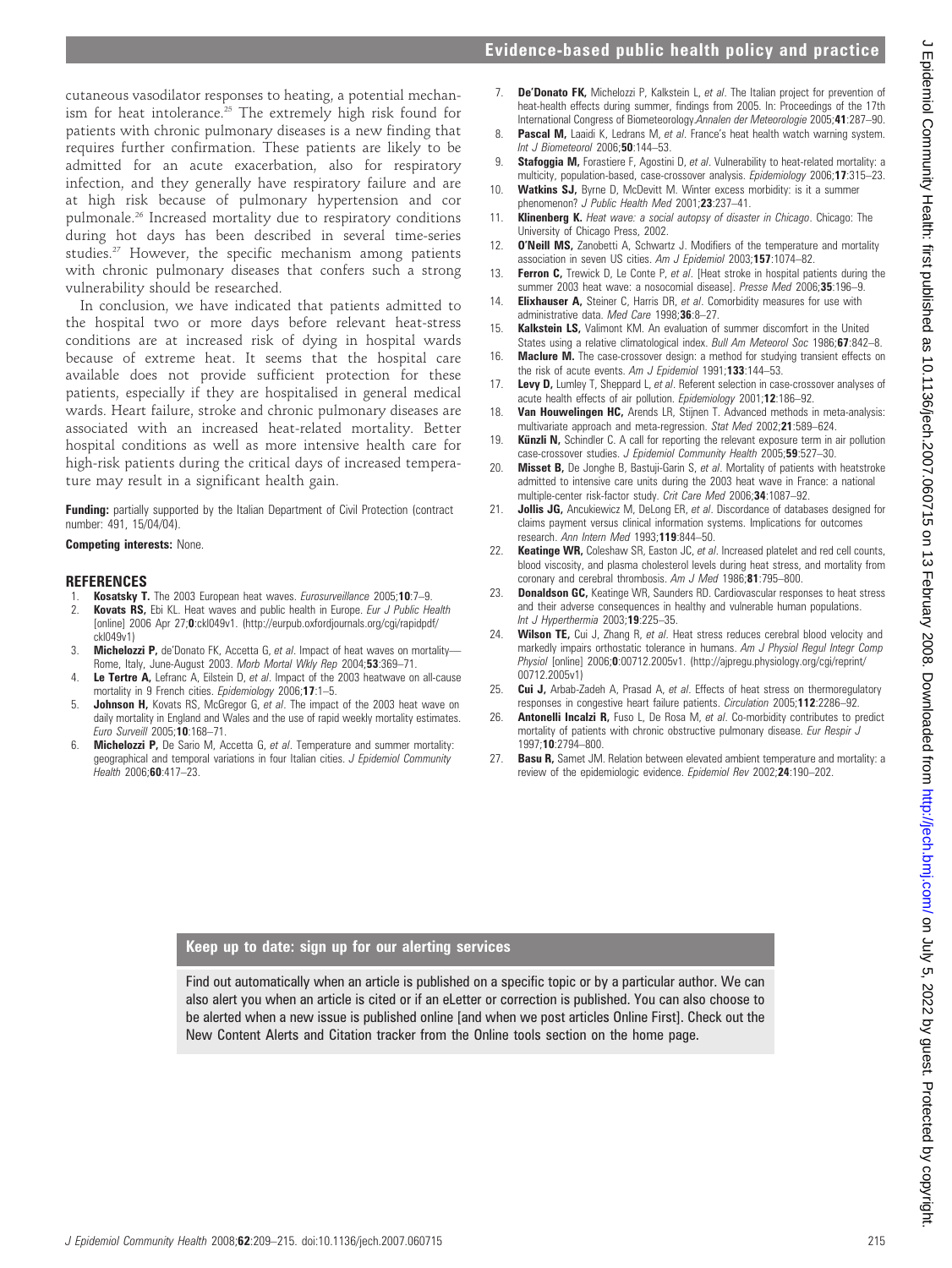cutaneous vasodilator responses to heating, a potential mechanism for heat intolerance.[25] The extremely high risk found for patients with chronic pulmonary diseases is a new finding that requires further confirmation. These patients are likely to be admitted for an acute exacerbation, also for respiratory infection, and they generally have respiratory failure and are at high risk because of pulmonary hypertension and cor pulmonale.[26] Increased mortality due to respiratory conditions during hot days has been described in several time-series studies.[27] However, the specific mechanism among patients with chronic pulmonary diseases that confers such a strong vulnerability should be researched.

In conclusion, we have indicated that patients admitted to the hospital two or more days before relevant heat-stress conditions are at increased risk of dying in hospital wards because of extreme heat. It seems that the hospital care available does not provide sufficient protection for these patients, especially if they are hospitalised in general medical wards. Heart failure, stroke and chronic pulmonary diseases are associated with an increased heat-related mortality. Better hospital conditions as well as more intensive health care for high-risk patients during the critical days of increased temperature may result in a significant health gain.

**Funding:** partially supported by the Italian Department of Civil Protection (contract number: 491, 15/04/04).

**Competing interests:** None.

## REFERENCES

1. **Kosatsky T.** The 2003 European heat waves. *Eurosurveillance* 2005;**10**:7–9.
2. **Kovats RS,** Ebi KL. Heat waves and public health in Europe. *Eur J Public Health* [online] 2006 Apr 27;**0**:ckl049v1. (http://eurpub.oxfordjournals.org/cgi/rapidpdf/ckl049v1)
3. **Michelozzi P,** de'Donato FK, Accetta G, *et al*. Impact of heat waves on mortality—Rome, Italy, June-August 2003. *Morb Mortal Wkly Rep* 2004;**53**:369–71.
4. **Le Tertre A,** Lefranc A, Eilstein D, *et al*. Impact of the 2003 heatwave on all-cause mortality in 9 French cities. *Epidemiology* 2006;**17**:1–5.
5. **Johnson H,** Kovats RS, McGregor G, *et al*. The impact of the 2003 heat wave on daily mortality in England and Wales and the use of rapid weekly mortality estimates. *Euro Surveill* 2005;**10**:168–71.
6. **Michelozzi P,** De Sario M, Accetta G, *et al*. Temperature and summer mortality: geographical and temporal variations in four Italian cities. *J Epidemiol Community Health* 2006;**60**:417–23.
7. **De'Donato FK,** Michelozzi P, Kalkstein L, *et al*. The Italian project for prevention of heat-health effects during summer, findings from 2005. In: Proceedings of the 17th International Congress of Biometeorology.*Annalen der Meteorologie* 2005;**41**:287–90.
8. **Pascal M,** Laaidi K, Ledrans M, *et al*. France's heat health watch warning system. *Int J Biometeorol* 2006;**50**:144–53.
9. **Stafoggia M,** Forastiere F, Agostini D, *et al*. Vulnerability to heat-related mortality: a multicity, population-based, case-crossover analysis. *Epidemiology* 2006;**17**:315–23.
10. **Watkins SJ,** Byrne D, McDevitt M. Winter excess morbidity: is it a summer phenomenon? *J Public Health Med* 2001;**23**:237–41.
11. **Klinenberg K.** *Heat wave: a social autopsy of disaster in Chicago*. Chicago: The University of Chicago Press, 2002.
12. **O'Neill MS,** Zanobetti A, Schwartz J. Modifiers of the temperature and mortality association in seven US cities. *Am J Epidemiol* 2003;**157**:1074–82.
13. **Ferron C,** Trewick D, Le Conte P, *et al*. [Heat stroke in hospital patients during the summer 2003 heat wave: a nosocomial disease]. *Presse Med* 2006;**35**:196–9.
14. **Elixhauser A,** Steiner C, Harris DR, *et al*. Comorbidity measures for use with administrative data. *Med Care* 1998;**36**:8–27.
15. **Kalkstein LS,** Valimont KM. An evaluation of summer discomfort in the United States using a relative climatological index. *Bull Am Meteorol Soc* 1986;**67**:842–8.
16. **Maclure M.** The case-crossover design: a method for studying transient effects on the risk of acute events. *Am J Epidemiol* 1991;**133**:144–53.
17. **Levy D,** Lumley T, Sheppard L, *et al*. Referent selection in case-crossover analyses of acute health effects of air pollution. *Epidemiology* 2001;**12**:186–92.
18. **Van Houwelingen HC,** Arends LR, Stijnen T. Advanced methods in meta-analysis: multivariate approach and meta-regression. *Stat Med* 2002;**21**:589–624.
19. **Künzli N,** Schindler C. A call for reporting the relevant exposure term in air pollution case-crossover studies. *J Epidemiol Community Health* 2005;**59**:527–30.
20. **Misset B,** De Jonghe B, Bastuji-Garin S, *et al*. Mortality of patients with heatstroke admitted to intensive care units during the 2003 heat wave in France: a national multiple-center risk-factor study. *Crit Care Med* 2006;**34**:1087–92.
21. **Jollis JG,** Ancukiewicz M, DeLong ER, *et al*. Discordance of databases designed for claims payment versus clinical information systems. Implications for outcomes research. *Ann Intern Med* 1993;**119**:844–50.
22. **Keatinge WR,** Coleshaw SR, Easton JC, *et al*. Increased platelet and red cell counts, blood viscosity, and plasma cholesterol levels during heat stress, and mortality from coronary and cerebral thrombosis. *Am J Med* 1986;**81**:795–800.
23. **Donaldson GC,** Keatinge WR, Saunders RD. Cardiovascular responses to heat stress and their adverse consequences in healthy and vulnerable human populations. *Int J Hyperthermia* 2003;**19**:225–35.
24. **Wilson TE,** Cui J, Zhang R, *et al*. Heat stress reduces cerebral blood velocity and markedly impairs orthostatic tolerance in humans. *Am J Physiol Regul Integr Comp Physiol* [online] 2006;**0**:00712.2005v1. (http://ajpregu.physiology.org/cgi/reprint/00712.2005v1)
25. **Cui J,** Arbab-Zadeh A, Prasad A, *et al*. Effects of heat stress on thermoregulatory responses in congestive heart failure patients. *Circulation* 2005;**112**:2286–92.
26. **Antonelli Incalzi R,** Fuso L, De Rosa M, *et al*. Co-morbidity contributes to predict mortality of patients with chronic obstructive pulmonary disease. *Eur Respir J* 1997;**10**:2794–800.
27. **Basu R,** Samet JM. Relation between elevated ambient temperature and mortality: a review of the epidemiologic evidence. *Epidemiol Rev* 2002;**24**:190–202.

### Keep up to date: sign up for our alerting services

Find out automatically when an article is published on a specific topic or by a particular author. We can also alert you when an article is cited or if an eLetter or correction is published. You can also choose to be alerted when a new issue is published online [and when we post articles Online First]. Check out the New Content Alerts and Citation tracker from the Online tools section on the home page.